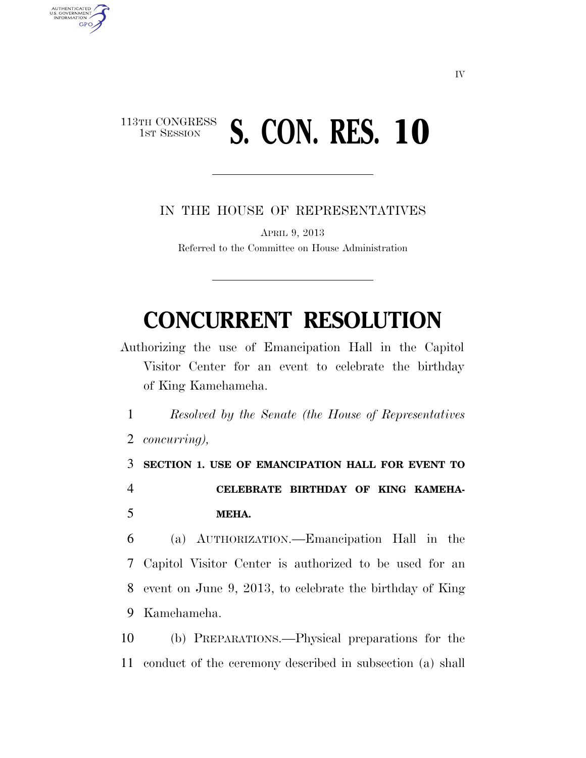113TH CONGRESS
1ST SESSION

# S. CON. RES. 10

IN THE HOUSE OF REPRESENTATIVES

APRIL 9, 2013

Referred to the Committee on House Administration

# CONCURRENT RESOLUTION

Authorizing the use of Emancipation Hall in the Capitol Visitor Center for an event to celebrate the birthday of King Kamehameha.

*Resolved by the Senate (the House of Representatives concurring),*

**SECTION 1. USE OF EMANCIPATION HALL FOR EVENT TO CELEBRATE BIRTHDAY OF KING KAMEHAMEHA.**

(a) AUTHORIZATION.—Emancipation Hall in the Capitol Visitor Center is authorized to be used for an event on June 9, 2013, to celebrate the birthday of King Kamehameha.

(b) PREPARATIONS.—Physical preparations for the conduct of the ceremony described in subsection (a) shall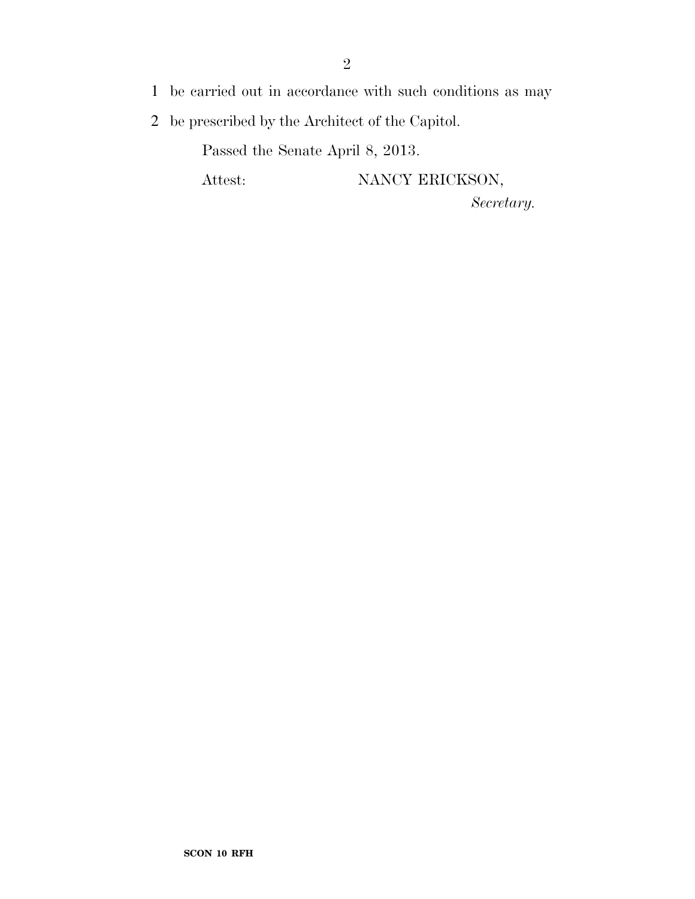be carried out in accordance with such conditions as may be prescribed by the Architect of the Capitol.

Passed the Senate April 8, 2013.

Attest: NANCY ERICKSON,

*Secretary.*